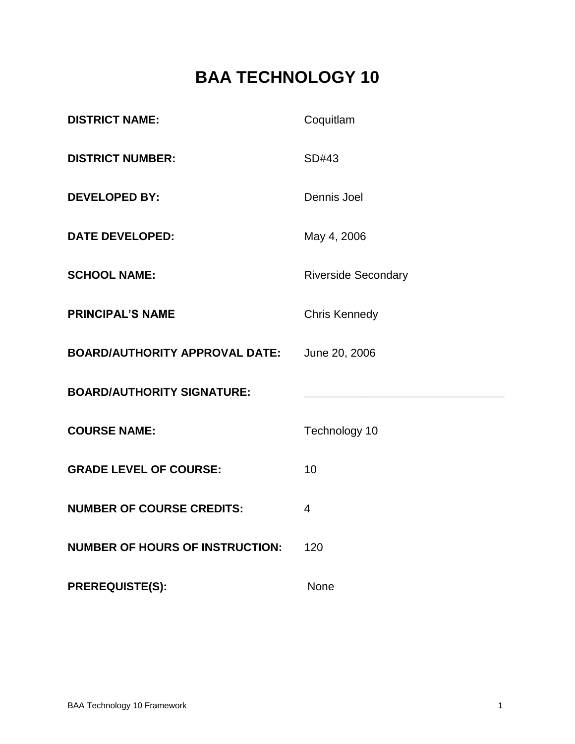# BAA TECHNOLOGY 10

| | |
|---|---|
| **DISTRICT NAME:** | Coquitlam |
| **DISTRICT NUMBER:** | SD#43 |
| **DEVELOPED BY:** | Dennis Joel |
| **DATE DEVELOPED:** | May 4, 2006 |
| **SCHOOL NAME:** | Riverside Secondary |
| **PRINCIPAL'S NAME** | Chris Kennedy |
| **BOARD/AUTHORITY APPROVAL DATE:** | June 20, 2006 |
| **BOARD/AUTHORITY SIGNATURE:** | ______________________________ |
| **COURSE NAME:** | Technology 10 |
| **GRADE LEVEL OF COURSE:** | 10 |
| **NUMBER OF COURSE CREDITS:** | 4 |
| **NUMBER OF HOURS OF INSTRUCTION:** | 120 |
| **PREREQUISTE(S):** | None |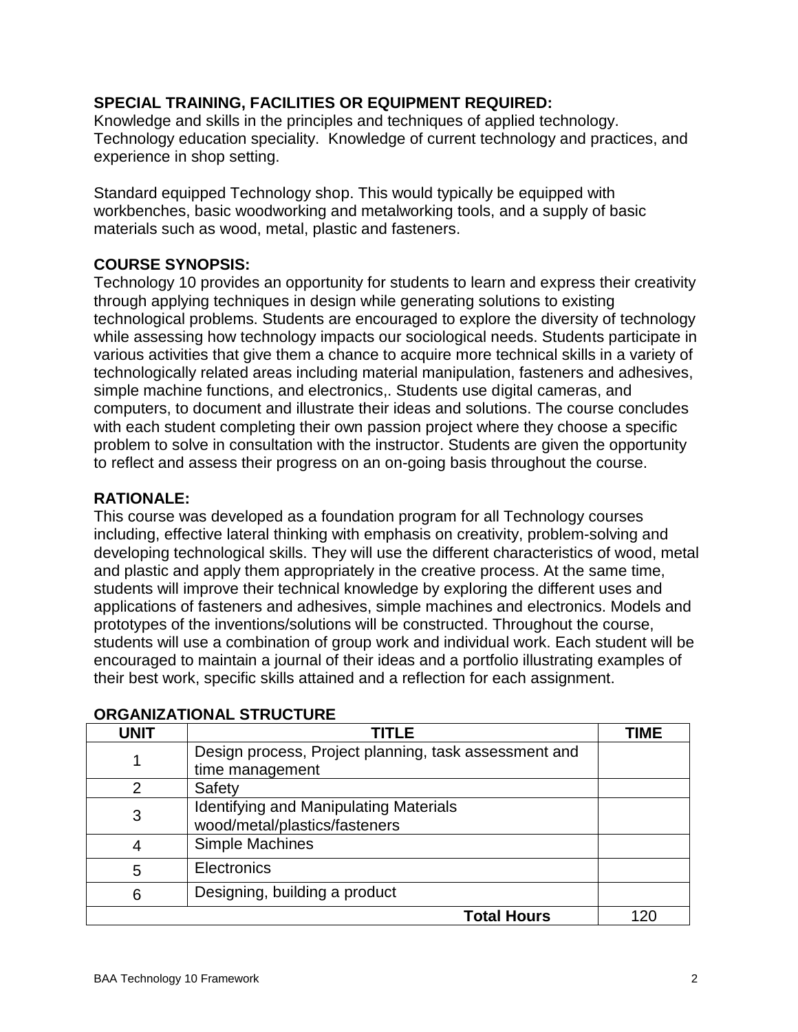## SPECIAL TRAINING, FACILITIES OR EQUIPMENT REQUIRED:

Knowledge and skills in the principles and techniques of applied technology. Technology education speciality. Knowledge of current technology and practices, and experience in shop setting.

Standard equipped Technology shop. This would typically be equipped with workbenches, basic woodworking and metalworking tools, and a supply of basic materials such as wood, metal, plastic and fasteners.

## COURSE SYNOPSIS:

Technology 10 provides an opportunity for students to learn and express their creativity through applying techniques in design while generating solutions to existing technological problems. Students are encouraged to explore the diversity of technology while assessing how technology impacts our sociological needs. Students participate in various activities that give them a chance to acquire more technical skills in a variety of technologically related areas including material manipulation, fasteners and adhesives, simple machine functions, and electronics,. Students use digital cameras, and computers, to document and illustrate their ideas and solutions. The course concludes with each student completing their own passion project where they choose a specific problem to solve in consultation with the instructor. Students are given the opportunity to reflect and assess their progress on an on-going basis throughout the course.

## RATIONALE:

This course was developed as a foundation program for all Technology courses including, effective lateral thinking with emphasis on creativity, problem-solving and developing technological skills. They will use the different characteristics of wood, metal and plastic and apply them appropriately in the creative process. At the same time, students will improve their technical knowledge by exploring the different uses and applications of fasteners and adhesives, simple machines and electronics. Models and prototypes of the inventions/solutions will be constructed. Throughout the course, students will use a combination of group work and individual work. Each student will be encouraged to maintain a journal of their ideas and a portfolio illustrating examples of their best work, specific skills attained and a reflection for each assignment.

## ORGANIZATIONAL STRUCTURE

| UNIT | TITLE | TIME |
|---|---|---|
| 1 | Design process, Project planning, task assessment and time management | |
| 2 | Safety | |
| 3 | Identifying and Manipulating Materials wood/metal/plastics/fasteners | |
| 4 | Simple Machines | |
| 5 | Electronics | |
| 6 | Designing, building a product | |
| | **Total Hours** | 120 |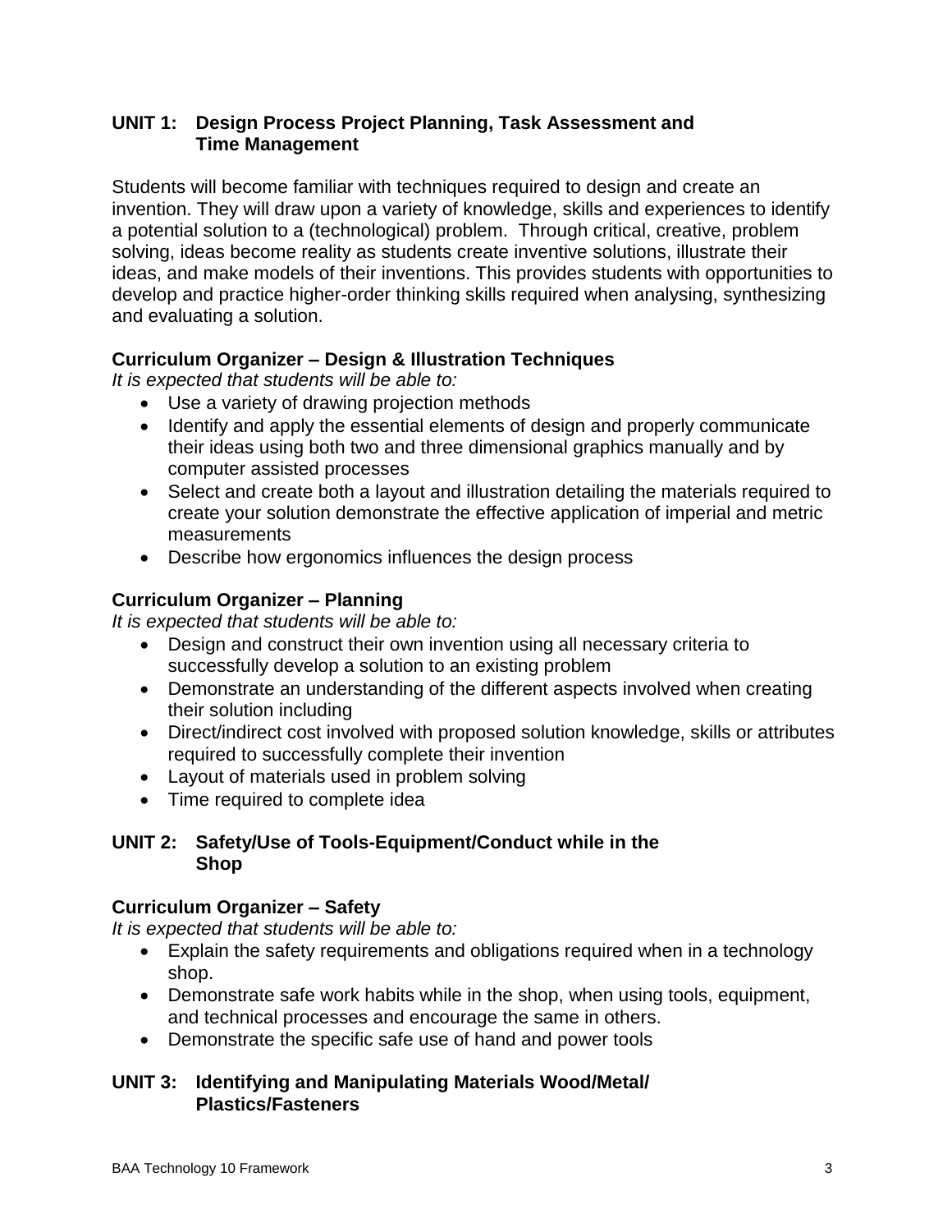## UNIT 1: Design Process Project Planning, Task Assessment and Time Management

Students will become familiar with techniques required to design and create an invention. They will draw upon a variety of knowledge, skills and experiences to identify a potential solution to a (technological) problem. Through critical, creative, problem solving, ideas become reality as students create inventive solutions, illustrate their ideas, and make models of their inventions. This provides students with opportunities to develop and practice higher-order thinking skills required when analysing, synthesizing and evaluating a solution.

### Curriculum Organizer – Design & Illustration Techniques

*It is expected that students will be able to:*

- Use a variety of drawing projection methods
- Identify and apply the essential elements of design and properly communicate their ideas using both two and three dimensional graphics manually and by computer assisted processes
- Select and create both a layout and illustration detailing the materials required to create your solution demonstrate the effective application of imperial and metric measurements
- Describe how ergonomics influences the design process

### Curriculum Organizer – Planning

*It is expected that students will be able to:*

- Design and construct their own invention using all necessary criteria to successfully develop a solution to an existing problem
- Demonstrate an understanding of the different aspects involved when creating their solution including
- Direct/indirect cost involved with proposed solution knowledge, skills or attributes required to successfully complete their invention
- Layout of materials used in problem solving
- Time required to complete idea

## UNIT 2: Safety/Use of Tools-Equipment/Conduct while in the Shop

### Curriculum Organizer – Safety

*It is expected that students will be able to:*

- Explain the safety requirements and obligations required when in a technology shop.
- Demonstrate safe work habits while in the shop, when using tools, equipment, and technical processes and encourage the same in others.
- Demonstrate the specific safe use of hand and power tools

## UNIT 3: Identifying and Manipulating Materials Wood/Metal/ Plastics/Fasteners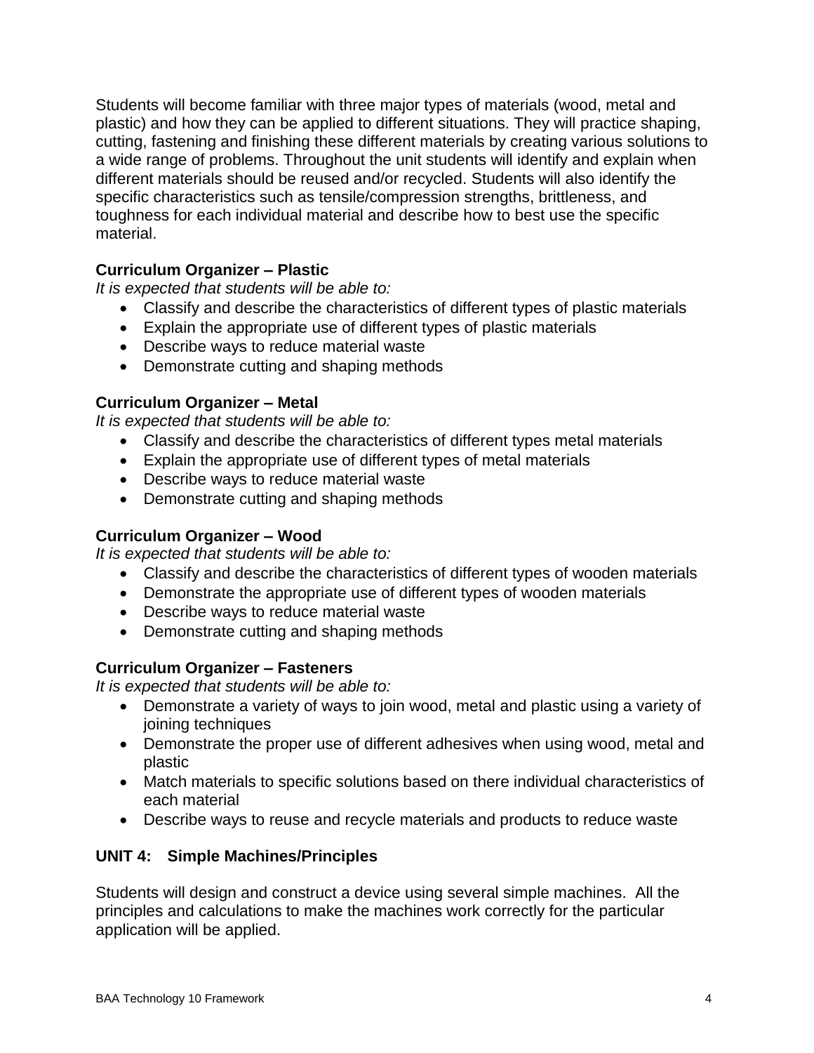Students will become familiar with three major types of materials (wood, metal and plastic) and how they can be applied to different situations. They will practice shaping, cutting, fastening and finishing these different materials by creating various solutions to a wide range of problems. Throughout the unit students will identify and explain when different materials should be reused and/or recycled. Students will also identify the specific characteristics such as tensile/compression strengths, brittleness, and toughness for each individual material and describe how to best use the specific material.

**Curriculum Organizer – Plastic**

*It is expected that students will be able to:*

- Classify and describe the characteristics of different types of plastic materials
- Explain the appropriate use of different types of plastic materials
- Describe ways to reduce material waste
- Demonstrate cutting and shaping methods

**Curriculum Organizer – Metal**

*It is expected that students will be able to:*

- Classify and describe the characteristics of different types metal materials
- Explain the appropriate use of different types of metal materials
- Describe ways to reduce material waste
- Demonstrate cutting and shaping methods

**Curriculum Organizer – Wood**

*It is expected that students will be able to:*

- Classify and describe the characteristics of different types of wooden materials
- Demonstrate the appropriate use of different types of wooden materials
- Describe ways to reduce material waste
- Demonstrate cutting and shaping methods

**Curriculum Organizer – Fasteners**

*It is expected that students will be able to:*

- Demonstrate a variety of ways to join wood, metal and plastic using a variety of joining techniques
- Demonstrate the proper use of different adhesives when using wood, metal and plastic
- Match materials to specific solutions based on there individual characteristics of each material
- Describe ways to reuse and recycle materials and products to reduce waste

## UNIT 4: Simple Machines/Principles

Students will design and construct a device using several simple machines. All the principles and calculations to make the machines work correctly for the particular application will be applied.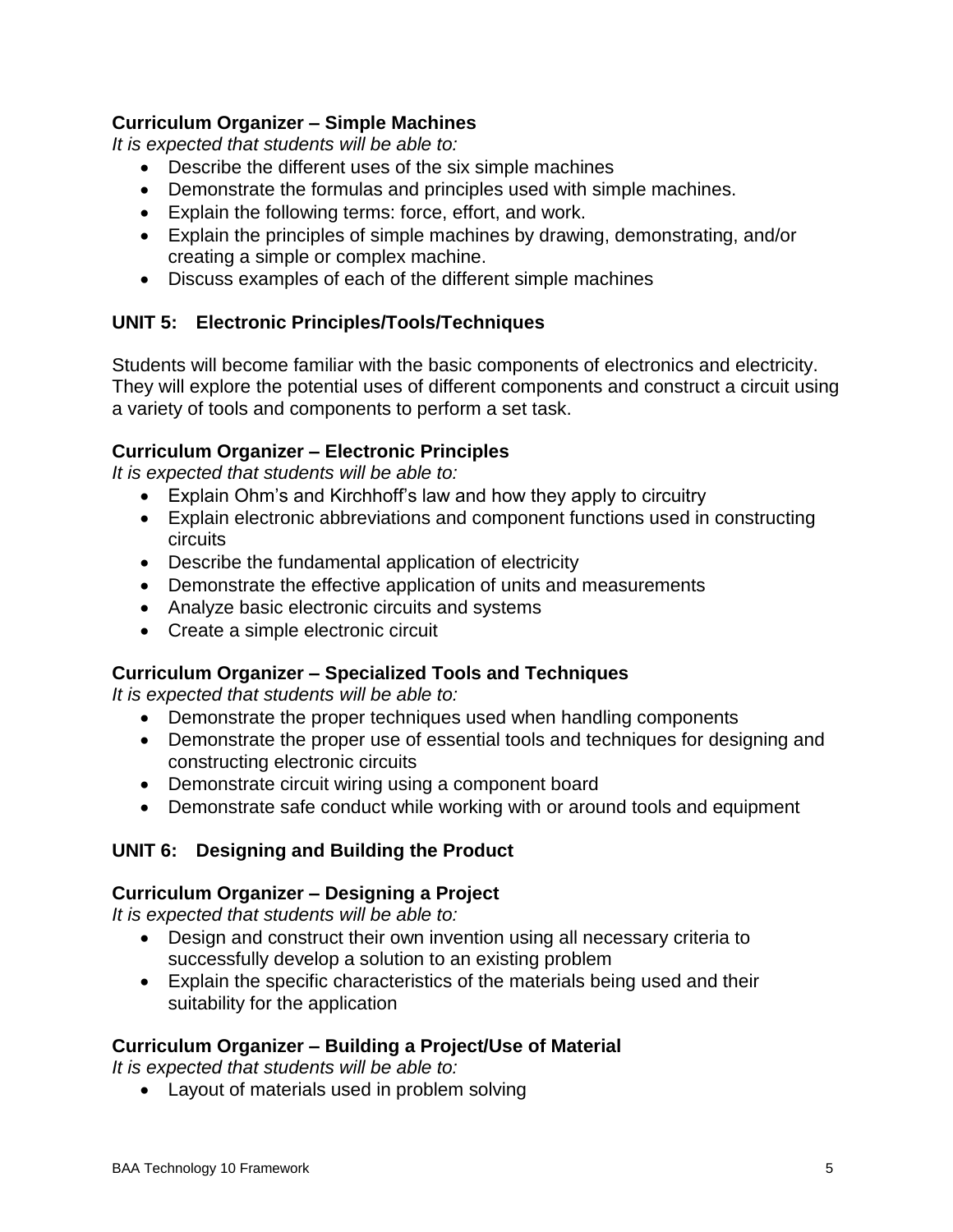### Curriculum Organizer – Simple Machines

*It is expected that students will be able to:*

- Describe the different uses of the six simple machines
- Demonstrate the formulas and principles used with simple machines.
- Explain the following terms: force, effort, and work.
- Explain the principles of simple machines by drawing, demonstrating, and/or creating a simple or complex machine.
- Discuss examples of each of the different simple machines

## UNIT 5: Electronic Principles/Tools/Techniques

Students will become familiar with the basic components of electronics and electricity. They will explore the potential uses of different components and construct a circuit using a variety of tools and components to perform a set task.

### Curriculum Organizer – Electronic Principles

*It is expected that students will be able to:*

- Explain Ohm's and Kirchhoff's law and how they apply to circuitry
- Explain electronic abbreviations and component functions used in constructing circuits
- Describe the fundamental application of electricity
- Demonstrate the effective application of units and measurements
- Analyze basic electronic circuits and systems
- Create a simple electronic circuit

### Curriculum Organizer – Specialized Tools and Techniques

*It is expected that students will be able to:*

- Demonstrate the proper techniques used when handling components
- Demonstrate the proper use of essential tools and techniques for designing and constructing electronic circuits
- Demonstrate circuit wiring using a component board
- Demonstrate safe conduct while working with or around tools and equipment

## UNIT 6: Designing and Building the Product

### Curriculum Organizer – Designing a Project

*It is expected that students will be able to:*

- Design and construct their own invention using all necessary criteria to successfully develop a solution to an existing problem
- Explain the specific characteristics of the materials being used and their suitability for the application

### Curriculum Organizer – Building a Project/Use of Material

*It is expected that students will be able to:*

- Layout of materials used in problem solving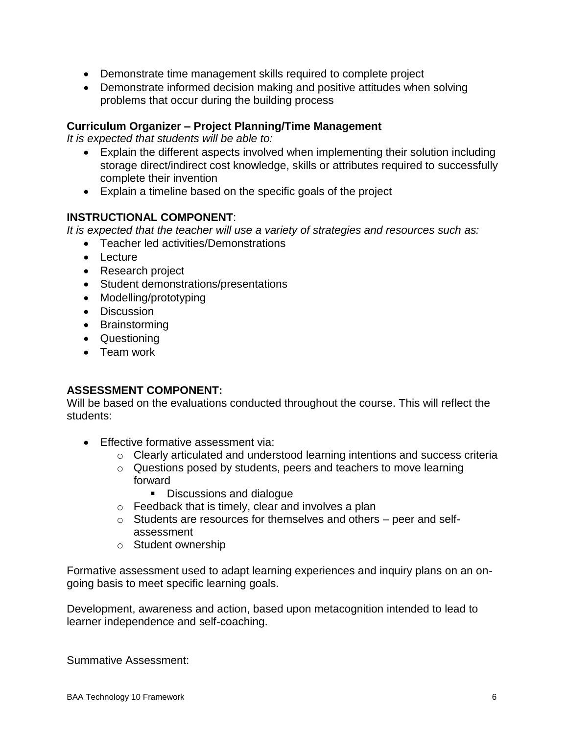- Demonstrate time management skills required to complete project
- Demonstrate informed decision making and positive attitudes when solving problems that occur during the building process

**Curriculum Organizer – Project Planning/Time Management**

*It is expected that students will be able to:*

- Explain the different aspects involved when implementing their solution including storage direct/indirect cost knowledge, skills or attributes required to successfully complete their invention
- Explain a timeline based on the specific goals of the project

**INSTRUCTIONAL COMPONENT**:

*It is expected that the teacher will use a variety of strategies and resources such as:*

- Teacher led activities/Demonstrations
- Lecture
- Research project
- Student demonstrations/presentations
- Modelling/prototyping
- Discussion
- Brainstorming
- Questioning
- Team work

**ASSESSMENT COMPONENT:**

Will be based on the evaluations conducted throughout the course. This will reflect the students:

- Effective formative assessment via:
  - Clearly articulated and understood learning intentions and success criteria
  - Questions posed by students, peers and teachers to move learning forward
    - Discussions and dialogue
  - Feedback that is timely, clear and involves a plan
  - Students are resources for themselves and others – peer and self-assessment
  - Student ownership

Formative assessment used to adapt learning experiences and inquiry plans on an on-going basis to meet specific learning goals.

Development, awareness and action, based upon metacognition intended to lead to learner independence and self-coaching.

Summative Assessment: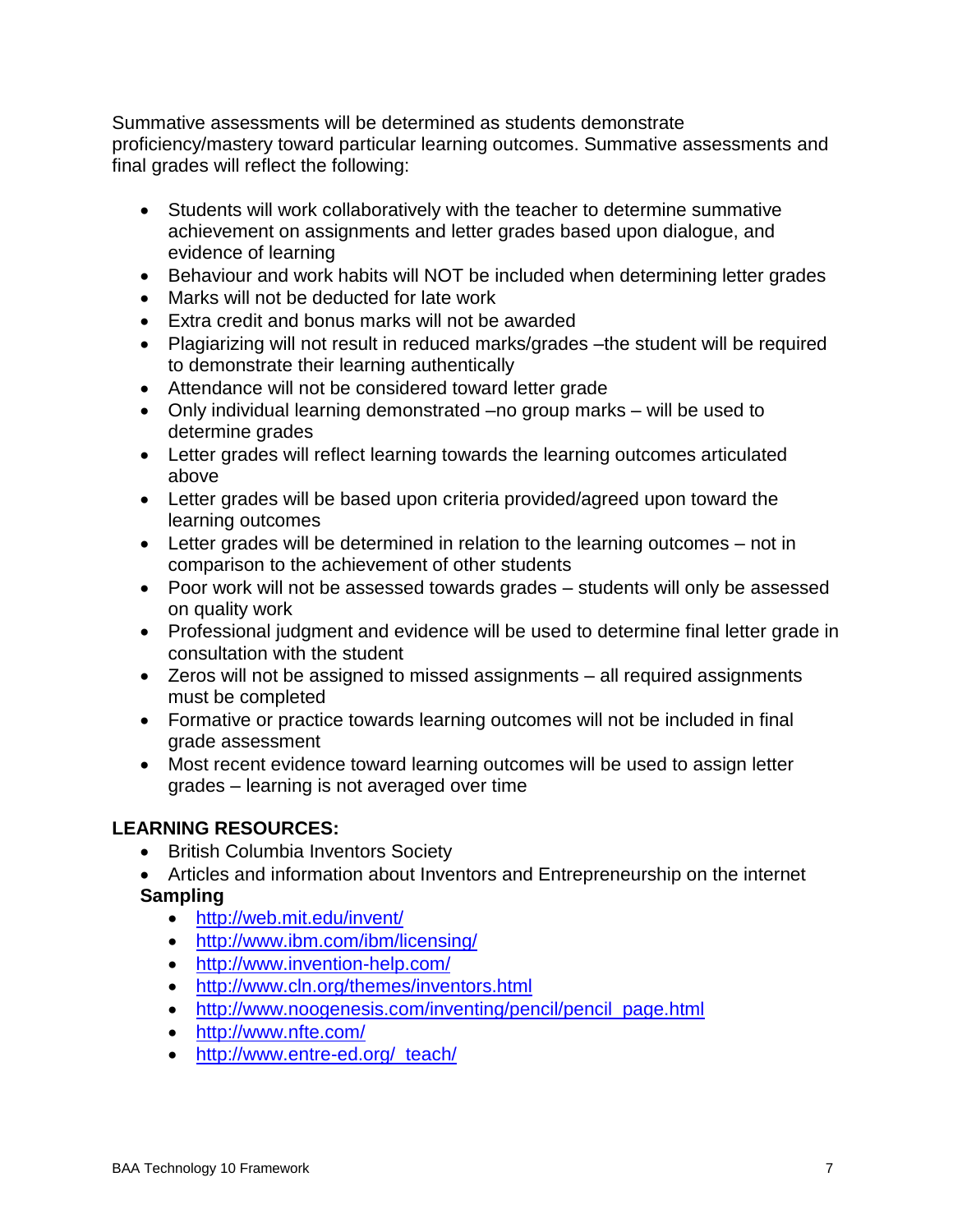Summative assessments will be determined as students demonstrate proficiency/mastery toward particular learning outcomes. Summative assessments and final grades will reflect the following:

- Students will work collaboratively with the teacher to determine summative achievement on assignments and letter grades based upon dialogue, and evidence of learning
- Behaviour and work habits will NOT be included when determining letter grades
- Marks will not be deducted for late work
- Extra credit and bonus marks will not be awarded
- Plagiarizing will not result in reduced marks/grades –the student will be required to demonstrate their learning authentically
- Attendance will not be considered toward letter grade
- Only individual learning demonstrated –no group marks – will be used to determine grades
- Letter grades will reflect learning towards the learning outcomes articulated above
- Letter grades will be based upon criteria provided/agreed upon toward the learning outcomes
- Letter grades will be determined in relation to the learning outcomes – not in comparison to the achievement of other students
- Poor work will not be assessed towards grades – students will only be assessed on quality work
- Professional judgment and evidence will be used to determine final letter grade in consultation with the student
- Zeros will not be assigned to missed assignments – all required assignments must be completed
- Formative or practice towards learning outcomes will not be included in final grade assessment
- Most recent evidence toward learning outcomes will be used to assign letter grades – learning is not averaged over time

**LEARNING RESOURCES:**

- British Columbia Inventors Society
- Articles and information about Inventors and Entrepreneurship on the internet

**Sampling**

- http://web.mit.edu/invent/
- http://www.ibm.com/ibm/licensing/
- http://www.invention-help.com/
- http://www.cln.org/themes/inventors.html
- http://www.noogenesis.com/inventing/pencil/pencil_page.html
- http://www.nfte.com/
- http://www.entre-ed.org/_teach/